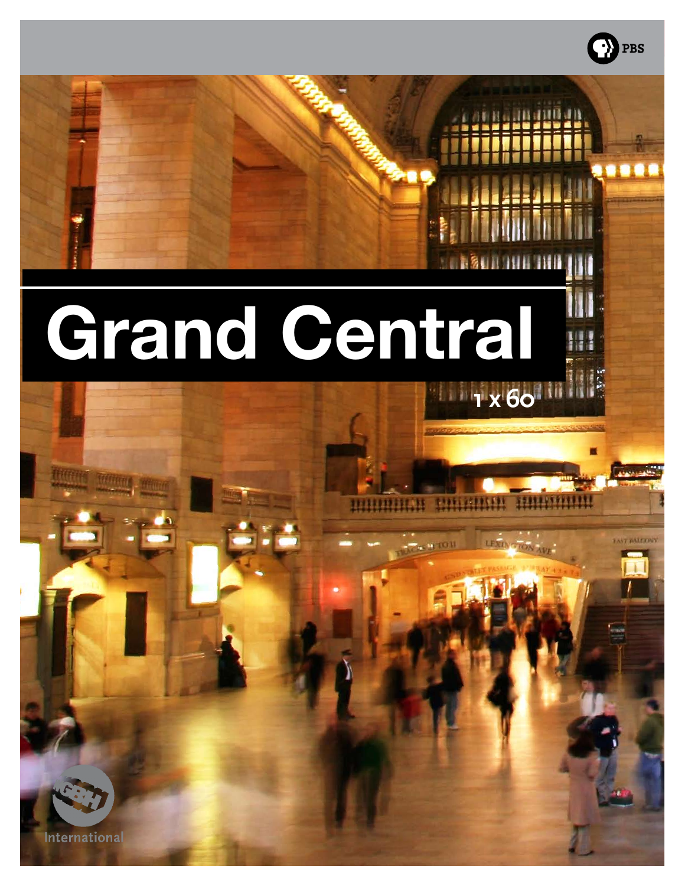PBS

# Grand Central

1 x 60

GBH International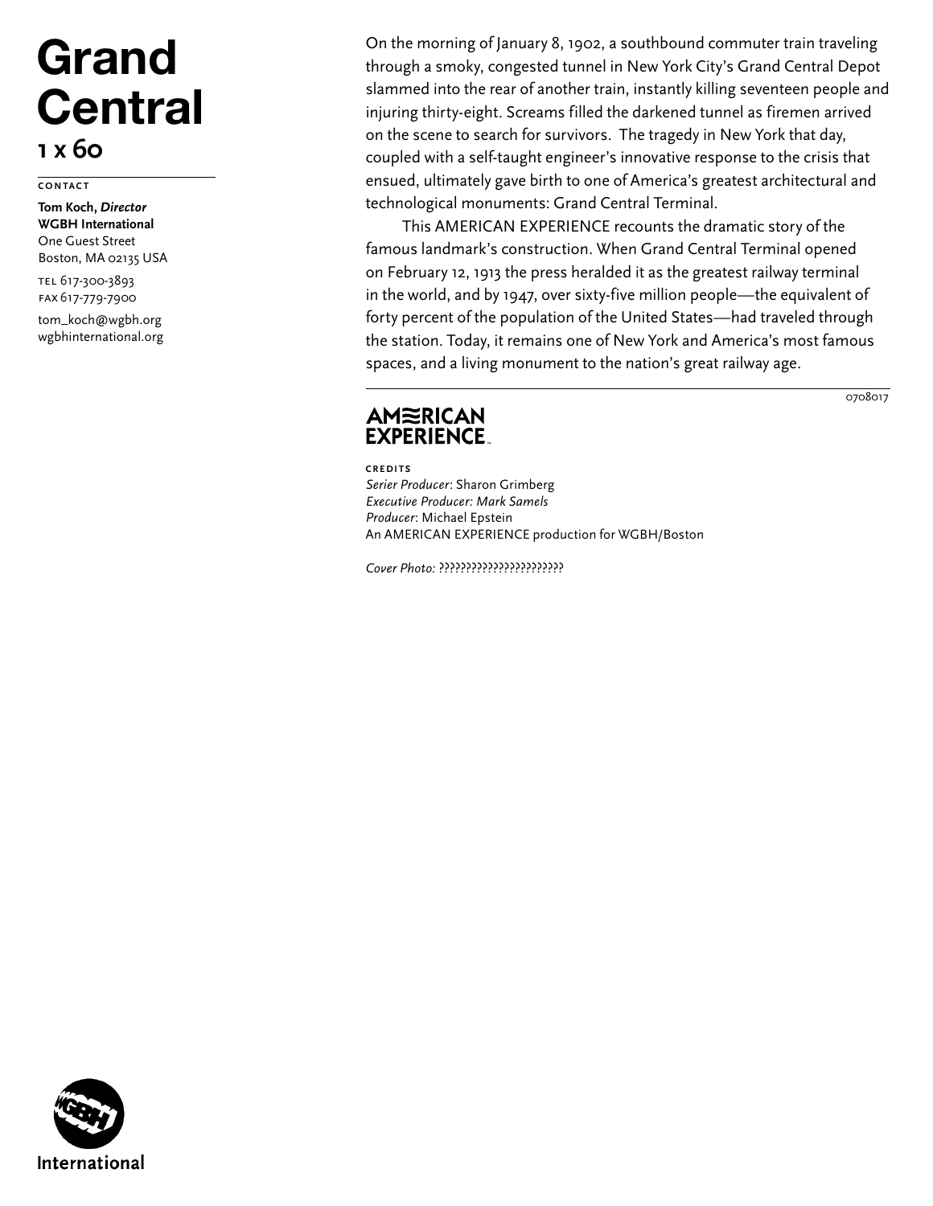# Grand Central

## 1 x 60

**CONTACT**

**Tom Koch,** ***Director***
**WGBH International**
One Guest Street
Boston, MA 02135 USA

TEL 617-300-3893
FAX 617-779-7900

tom_koch@wgbh.org
wgbhinternational.org

On the morning of January 8, 1902, a southbound commuter train traveling through a smoky, congested tunnel in New York City's Grand Central Depot slammed into the rear of another train, instantly killing seventeen people and injuring thirty-eight. Screams filled the darkened tunnel as firemen arrived on the scene to search for survivors. The tragedy in New York that day, coupled with a self-taught engineer's innovative response to the crisis that ensued, ultimately gave birth to one of America's greatest architectural and technological monuments: Grand Central Terminal.

This AMERICAN EXPERIENCE recounts the dramatic story of the famous landmark's construction. When Grand Central Terminal opened on February 12, 1913 the press heralded it as the greatest railway terminal in the world, and by 1947, over sixty-five million people—the equivalent of forty percent of the population of the United States—had traveled through the station. Today, it remains one of New York and America's most famous spaces, and a living monument to the nation's great railway age.

0708017

AMERICAN EXPERIENCE

**CREDITS**
*Serier Producer*: Sharon Grimberg
*Executive Producer: Mark Samels*
*Producer*: Michael Epstein
An AMERICAN EXPERIENCE production for WGBH/Boston

*Cover Photo:* ????????????????????????

WGBH International